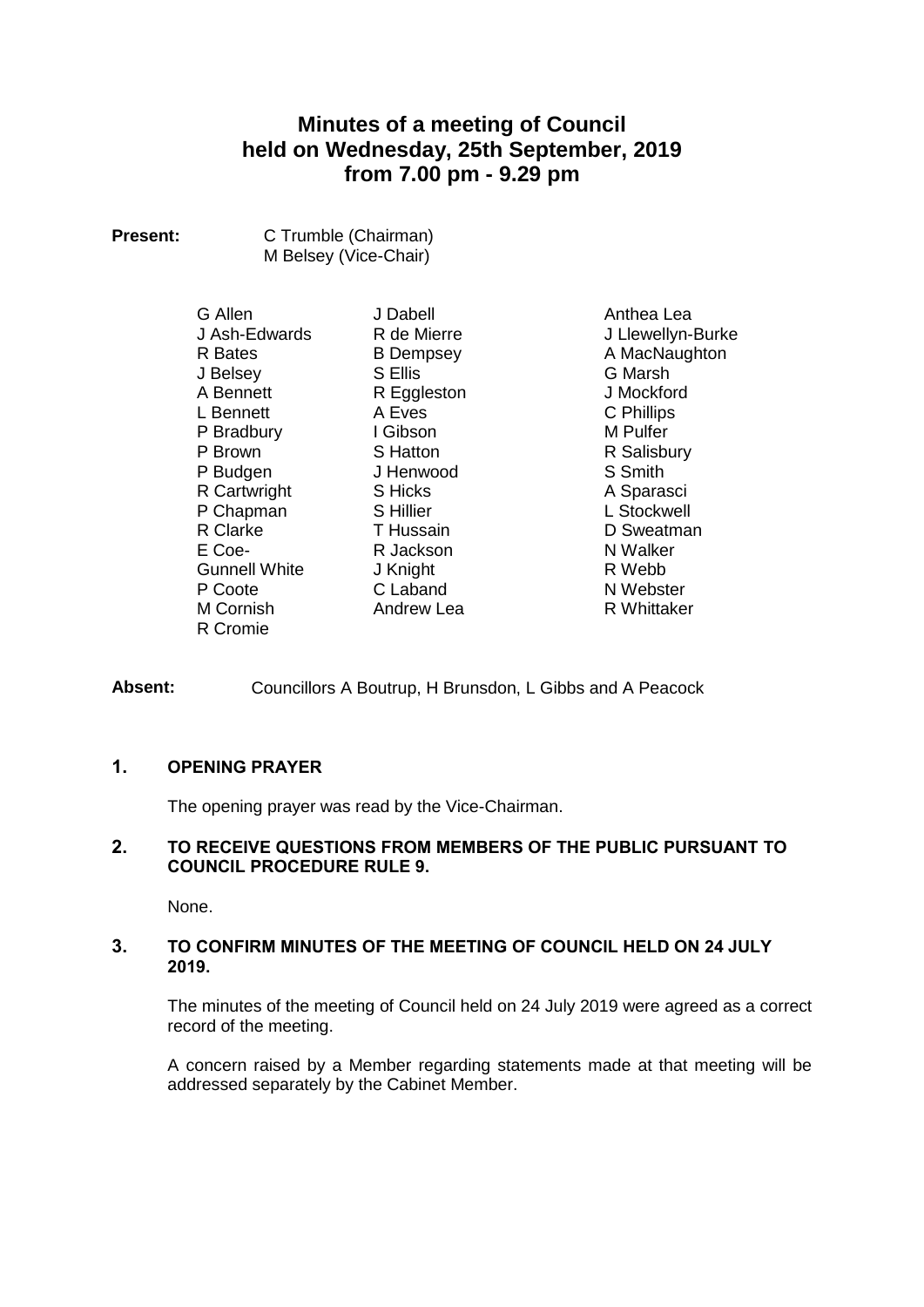# Minutes of a meeting of Council held on Wednesday, 25th September, 2019 from 7.00 pm - 9.29 pm

**Present:** C Trumble (Chairman)
M Belsey (Vice-Chair)

| | | |
|---|---|---|
| G Allen | J Dabell | Anthea Lea |
| J Ash-Edwards | R de Mierre | J Llewellyn-Burke |
| R Bates | B Dempsey | A MacNaughton |
| J Belsey | S Ellis | G Marsh |
| A Bennett | R Eggleston | J Mockford |
| L Bennett | A Eves | C Phillips |
| P Bradbury | I Gibson | M Pulfer |
| P Brown | S Hatton | R Salisbury |
| P Budgen | J Henwood | S Smith |
| R Cartwright | S Hicks | A Sparasci |
| P Chapman | S Hillier | L Stockwell |
| R Clarke | T Hussain | D Sweatman |
| E Coe-Gunnell White | R Jackson | N Walker |
| | J Knight | R Webb |
| P Coote | C Laband | N Webster |
| M Cornish | Andrew Lea | R Whittaker |
| R Cromie | | |

**Absent:** Councillors A Boutrup, H Brunsdon, L Gibbs and A Peacock

## 1. OPENING PRAYER

The opening prayer was read by the Vice-Chairman.

## 2. TO RECEIVE QUESTIONS FROM MEMBERS OF THE PUBLIC PURSUANT TO COUNCIL PROCEDURE RULE 9.

None.

## 3. TO CONFIRM MINUTES OF THE MEETING OF COUNCIL HELD ON 24 JULY 2019.

The minutes of the meeting of Council held on 24 July 2019 were agreed as a correct record of the meeting.

A concern raised by a Member regarding statements made at that meeting will be addressed separately by the Cabinet Member.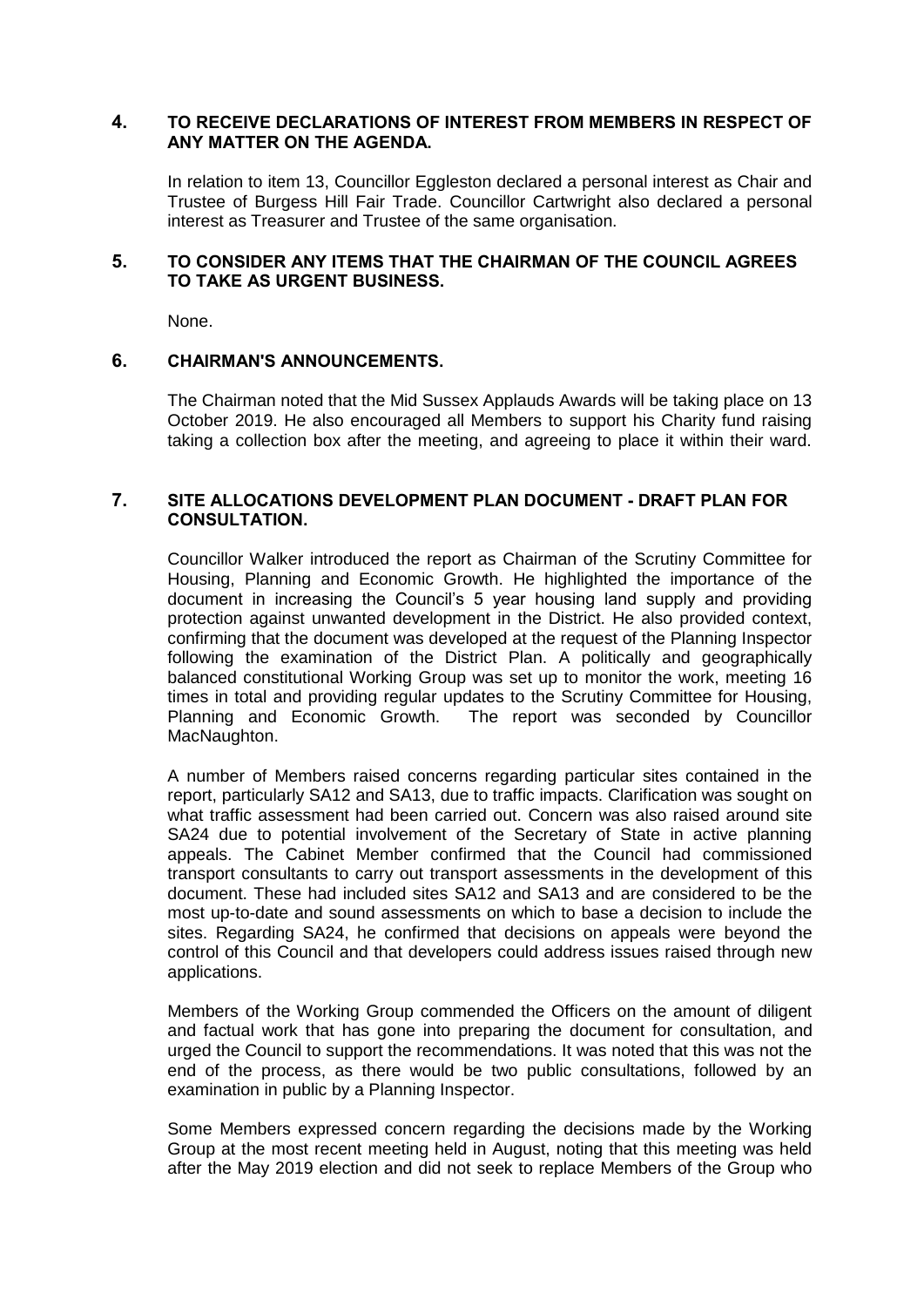## 4. TO RECEIVE DECLARATIONS OF INTEREST FROM MEMBERS IN RESPECT OF ANY MATTER ON THE AGENDA.

In relation to item 13, Councillor Eggleston declared a personal interest as Chair and Trustee of Burgess Hill Fair Trade. Councillor Cartwright also declared a personal interest as Treasurer and Trustee of the same organisation.

## 5. TO CONSIDER ANY ITEMS THAT THE CHAIRMAN OF THE COUNCIL AGREES TO TAKE AS URGENT BUSINESS.

None.

## 6. CHAIRMAN'S ANNOUNCEMENTS.

The Chairman noted that the Mid Sussex Applauds Awards will be taking place on 13 October 2019. He also encouraged all Members to support his Charity fund raising taking a collection box after the meeting, and agreeing to place it within their ward.

## 7. SITE ALLOCATIONS DEVELOPMENT PLAN DOCUMENT - DRAFT PLAN FOR CONSULTATION.

Councillor Walker introduced the report as Chairman of the Scrutiny Committee for Housing, Planning and Economic Growth. He highlighted the importance of the document in increasing the Council's 5 year housing land supply and providing protection against unwanted development in the District. He also provided context, confirming that the document was developed at the request of the Planning Inspector following the examination of the District Plan. A politically and geographically balanced constitutional Working Group was set up to monitor the work, meeting 16 times in total and providing regular updates to the Scrutiny Committee for Housing, Planning and Economic Growth. The report was seconded by Councillor MacNaughton.

A number of Members raised concerns regarding particular sites contained in the report, particularly SA12 and SA13, due to traffic impacts. Clarification was sought on what traffic assessment had been carried out. Concern was also raised around site SA24 due to potential involvement of the Secretary of State in active planning appeals. The Cabinet Member confirmed that the Council had commissioned transport consultants to carry out transport assessments in the development of this document. These had included sites SA12 and SA13 and are considered to be the most up-to-date and sound assessments on which to base a decision to include the sites. Regarding SA24, he confirmed that decisions on appeals were beyond the control of this Council and that developers could address issues raised through new applications.

Members of the Working Group commended the Officers on the amount of diligent and factual work that has gone into preparing the document for consultation, and urged the Council to support the recommendations. It was noted that this was not the end of the process, as there would be two public consultations, followed by an examination in public by a Planning Inspector.

Some Members expressed concern regarding the decisions made by the Working Group at the most recent meeting held in August, noting that this meeting was held after the May 2019 election and did not seek to replace Members of the Group who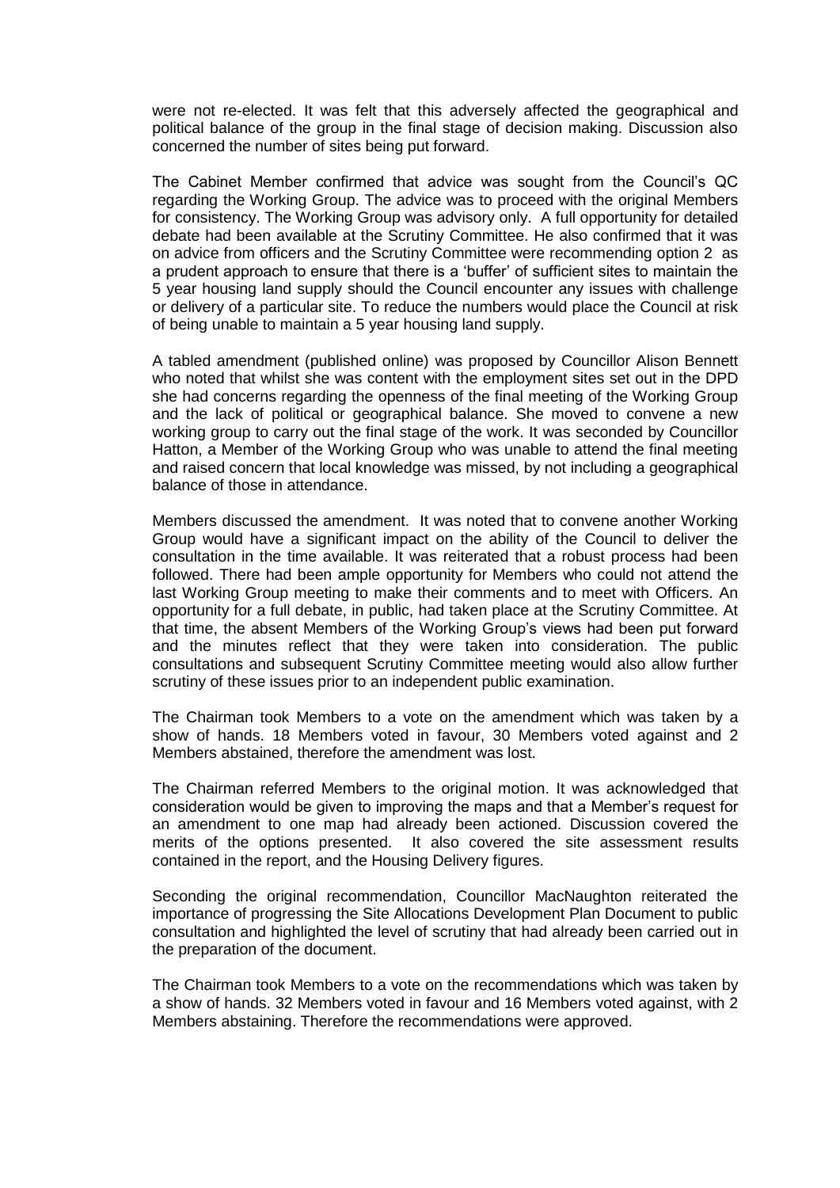were not re-elected. It was felt that this adversely affected the geographical and political balance of the group in the final stage of decision making. Discussion also concerned the number of sites being put forward.

The Cabinet Member confirmed that advice was sought from the Council's QC regarding the Working Group. The advice was to proceed with the original Members for consistency. The Working Group was advisory only. A full opportunity for detailed debate had been available at the Scrutiny Committee. He also confirmed that it was on advice from officers and the Scrutiny Committee were recommending option 2 as a prudent approach to ensure that there is a 'buffer' of sufficient sites to maintain the 5 year housing land supply should the Council encounter any issues with challenge or delivery of a particular site. To reduce the numbers would place the Council at risk of being unable to maintain a 5 year housing land supply.

A tabled amendment (published online) was proposed by Councillor Alison Bennett who noted that whilst she was content with the employment sites set out in the DPD she had concerns regarding the openness of the final meeting of the Working Group and the lack of political or geographical balance. She moved to convene a new working group to carry out the final stage of the work. It was seconded by Councillor Hatton, a Member of the Working Group who was unable to attend the final meeting and raised concern that local knowledge was missed, by not including a geographical balance of those in attendance.

Members discussed the amendment. It was noted that to convene another Working Group would have a significant impact on the ability of the Council to deliver the consultation in the time available. It was reiterated that a robust process had been followed. There had been ample opportunity for Members who could not attend the last Working Group meeting to make their comments and to meet with Officers. An opportunity for a full debate, in public, had taken place at the Scrutiny Committee. At that time, the absent Members of the Working Group's views had been put forward and the minutes reflect that they were taken into consideration. The public consultations and subsequent Scrutiny Committee meeting would also allow further scrutiny of these issues prior to an independent public examination.

The Chairman took Members to a vote on the amendment which was taken by a show of hands. 18 Members voted in favour, 30 Members voted against and 2 Members abstained, therefore the amendment was lost.

The Chairman referred Members to the original motion. It was acknowledged that consideration would be given to improving the maps and that a Member's request for an amendment to one map had already been actioned. Discussion covered the merits of the options presented. It also covered the site assessment results contained in the report, and the Housing Delivery figures.

Seconding the original recommendation, Councillor MacNaughton reiterated the importance of progressing the Site Allocations Development Plan Document to public consultation and highlighted the level of scrutiny that had already been carried out in the preparation of the document.

The Chairman took Members to a vote on the recommendations which was taken by a show of hands. 32 Members voted in favour and 16 Members voted against, with 2 Members abstaining. Therefore the recommendations were approved.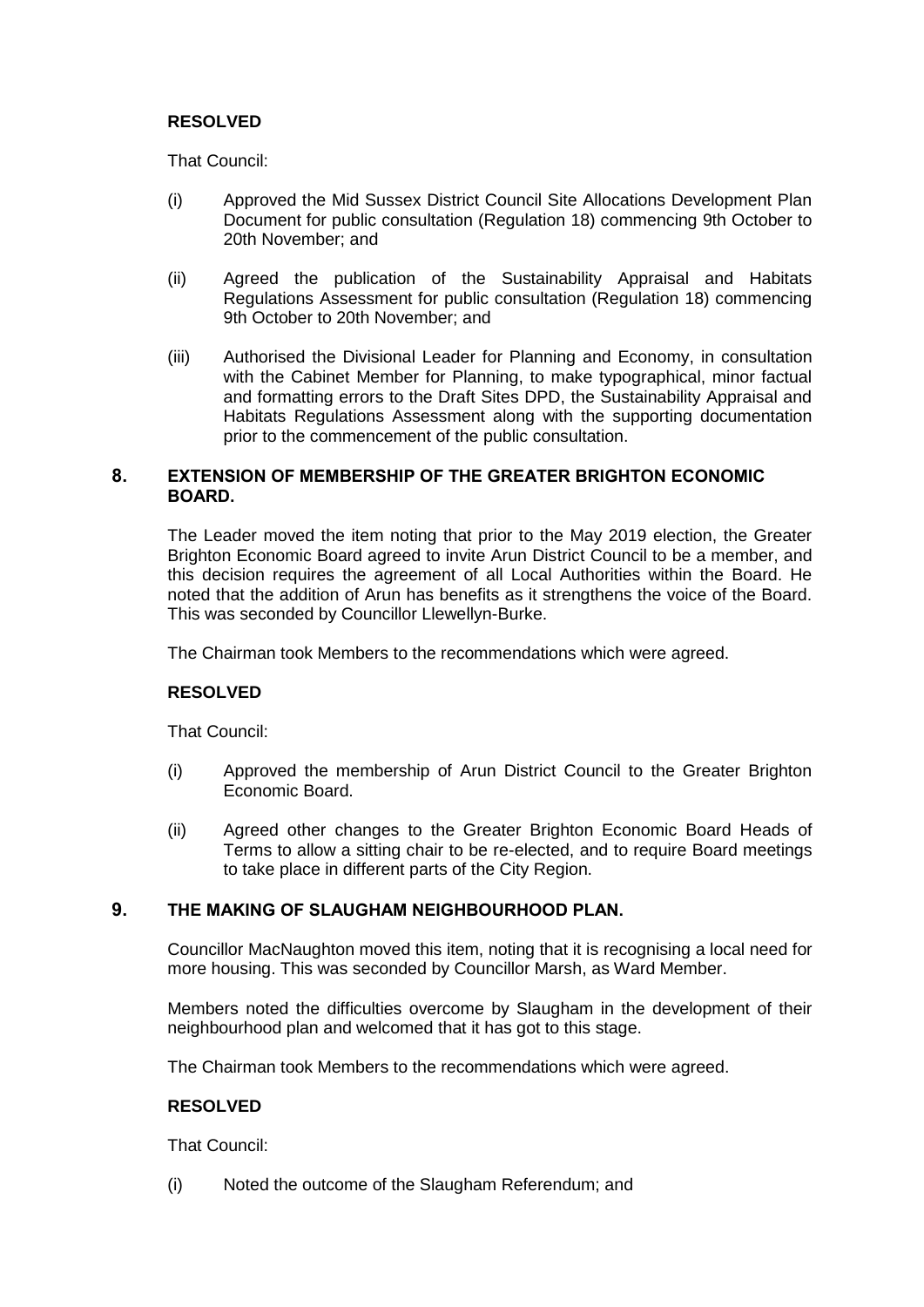**RESOLVED**

That Council:

(i) Approved the Mid Sussex District Council Site Allocations Development Plan Document for public consultation (Regulation 18) commencing 9th October to 20th November; and

(ii) Agreed the publication of the Sustainability Appraisal and Habitats Regulations Assessment for public consultation (Regulation 18) commencing 9th October to 20th November; and

(iii) Authorised the Divisional Leader for Planning and Economy, in consultation with the Cabinet Member for Planning, to make typographical, minor factual and formatting errors to the Draft Sites DPD, the Sustainability Appraisal and Habitats Regulations Assessment along with the supporting documentation prior to the commencement of the public consultation.

## 8. EXTENSION OF MEMBERSHIP OF THE GREATER BRIGHTON ECONOMIC BOARD.

The Leader moved the item noting that prior to the May 2019 election, the Greater Brighton Economic Board agreed to invite Arun District Council to be a member, and this decision requires the agreement of all Local Authorities within the Board. He noted that the addition of Arun has benefits as it strengthens the voice of the Board. This was seconded by Councillor Llewellyn-Burke.

The Chairman took Members to the recommendations which were agreed.

**RESOLVED**

That Council:

(i) Approved the membership of Arun District Council to the Greater Brighton Economic Board.

(ii) Agreed other changes to the Greater Brighton Economic Board Heads of Terms to allow a sitting chair to be re-elected, and to require Board meetings to take place in different parts of the City Region.

## 9. THE MAKING OF SLAUGHAM NEIGHBOURHOOD PLAN.

Councillor MacNaughton moved this item, noting that it is recognising a local need for more housing. This was seconded by Councillor Marsh, as Ward Member.

Members noted the difficulties overcome by Slaugham in the development of their neighbourhood plan and welcomed that it has got to this stage.

The Chairman took Members to the recommendations which were agreed.

**RESOLVED**

That Council:

(i) Noted the outcome of the Slaugham Referendum; and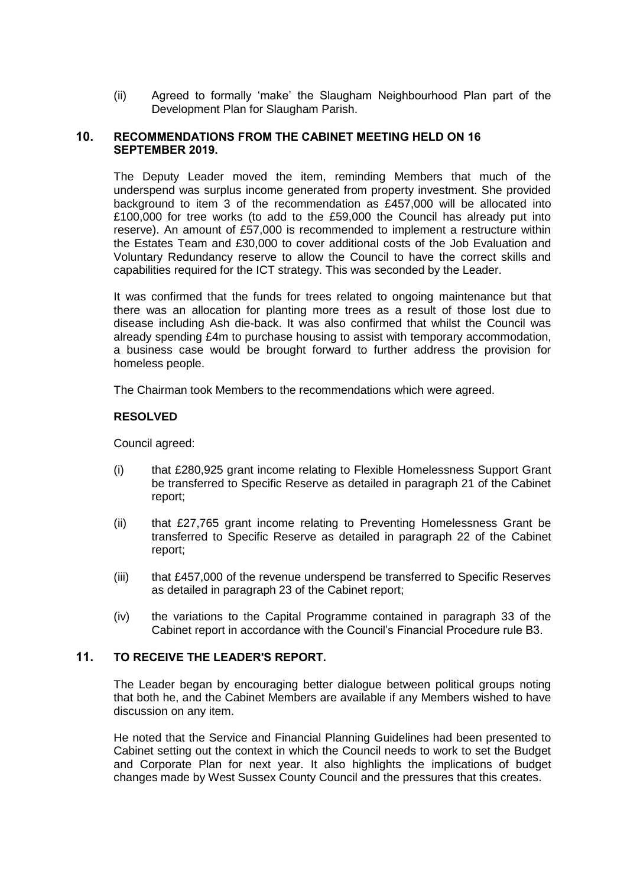(ii) Agreed to formally 'make' the Slaugham Neighbourhood Plan part of the Development Plan for Slaugham Parish.

## 10. RECOMMENDATIONS FROM THE CABINET MEETING HELD ON 16 SEPTEMBER 2019.

The Deputy Leader moved the item, reminding Members that much of the underspend was surplus income generated from property investment. She provided background to item 3 of the recommendation as £457,000 will be allocated into £100,000 for tree works (to add to the £59,000 the Council has already put into reserve). An amount of £57,000 is recommended to implement a restructure within the Estates Team and £30,000 to cover additional costs of the Job Evaluation and Voluntary Redundancy reserve to allow the Council to have the correct skills and capabilities required for the ICT strategy. This was seconded by the Leader.

It was confirmed that the funds for trees related to ongoing maintenance but that there was an allocation for planting more trees as a result of those lost due to disease including Ash die-back. It was also confirmed that whilst the Council was already spending £4m to purchase housing to assist with temporary accommodation, a business case would be brought forward to further address the provision for homeless people.

The Chairman took Members to the recommendations which were agreed.

**RESOLVED**

Council agreed:

(i) that £280,925 grant income relating to Flexible Homelessness Support Grant be transferred to Specific Reserve as detailed in paragraph 21 of the Cabinet report;

(ii) that £27,765 grant income relating to Preventing Homelessness Grant be transferred to Specific Reserve as detailed in paragraph 22 of the Cabinet report;

(iii) that £457,000 of the revenue underspend be transferred to Specific Reserves as detailed in paragraph 23 of the Cabinet report;

(iv) the variations to the Capital Programme contained in paragraph 33 of the Cabinet report in accordance with the Council's Financial Procedure rule B3.

## 11. TO RECEIVE THE LEADER'S REPORT.

The Leader began by encouraging better dialogue between political groups noting that both he, and the Cabinet Members are available if any Members wished to have discussion on any item.

He noted that the Service and Financial Planning Guidelines had been presented to Cabinet setting out the context in which the Council needs to work to set the Budget and Corporate Plan for next year. It also highlights the implications of budget changes made by West Sussex County Council and the pressures that this creates.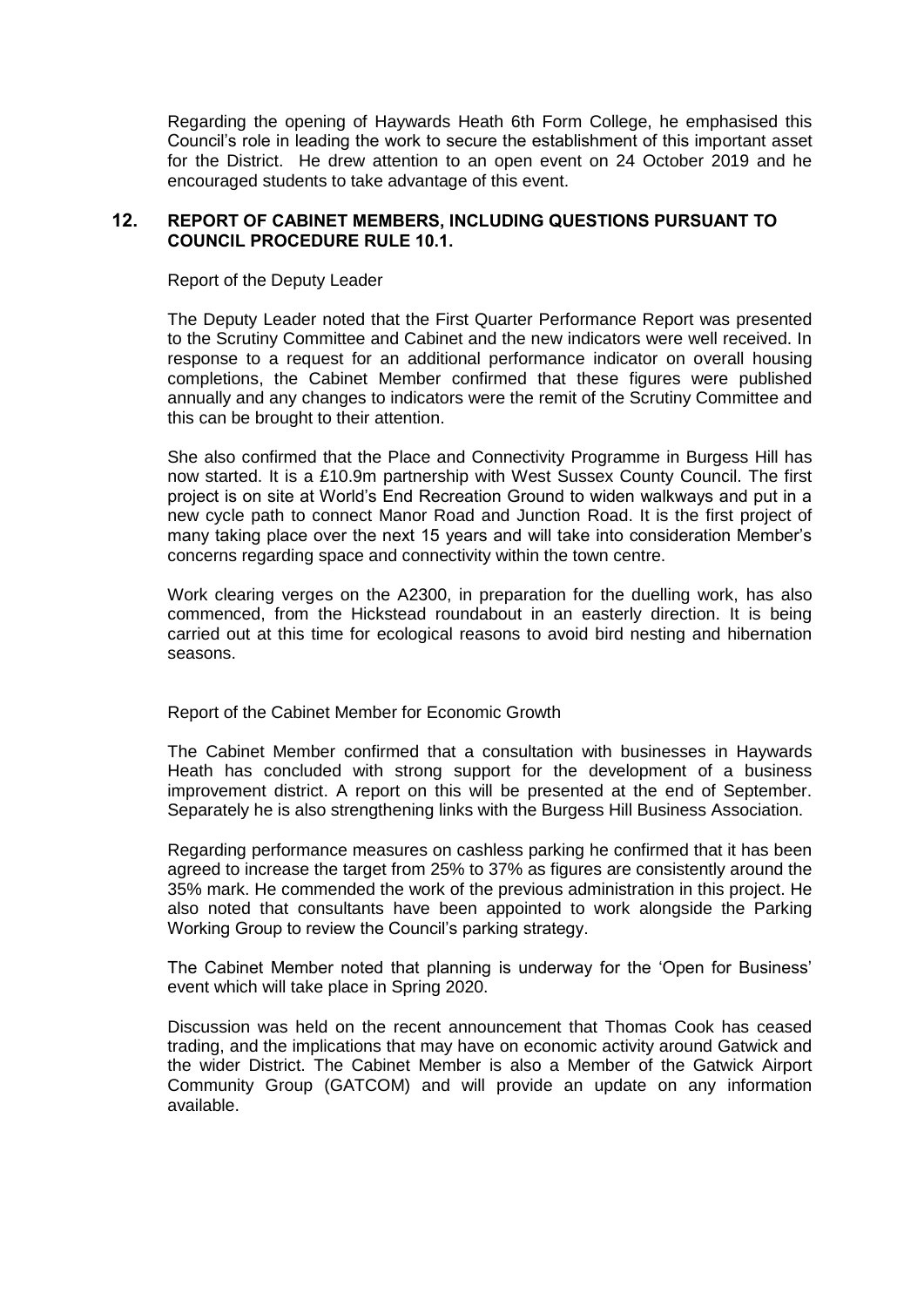Regarding the opening of Haywards Heath 6th Form College, he emphasised this Council's role in leading the work to secure the establishment of this important asset for the District. He drew attention to an open event on 24 October 2019 and he encouraged students to take advantage of this event.

## 12. REPORT OF CABINET MEMBERS, INCLUDING QUESTIONS PURSUANT TO COUNCIL PROCEDURE RULE 10.1.

Report of the Deputy Leader

The Deputy Leader noted that the First Quarter Performance Report was presented to the Scrutiny Committee and Cabinet and the new indicators were well received. In response to a request for an additional performance indicator on overall housing completions, the Cabinet Member confirmed that these figures were published annually and any changes to indicators were the remit of the Scrutiny Committee and this can be brought to their attention.

She also confirmed that the Place and Connectivity Programme in Burgess Hill has now started. It is a £10.9m partnership with West Sussex County Council. The first project is on site at World's End Recreation Ground to widen walkways and put in a new cycle path to connect Manor Road and Junction Road. It is the first project of many taking place over the next 15 years and will take into consideration Member's concerns regarding space and connectivity within the town centre.

Work clearing verges on the A2300, in preparation for the duelling work, has also commenced, from the Hickstead roundabout in an easterly direction. It is being carried out at this time for ecological reasons to avoid bird nesting and hibernation seasons.

Report of the Cabinet Member for Economic Growth

The Cabinet Member confirmed that a consultation with businesses in Haywards Heath has concluded with strong support for the development of a business improvement district. A report on this will be presented at the end of September. Separately he is also strengthening links with the Burgess Hill Business Association.

Regarding performance measures on cashless parking he confirmed that it has been agreed to increase the target from 25% to 37% as figures are consistently around the 35% mark. He commended the work of the previous administration in this project. He also noted that consultants have been appointed to work alongside the Parking Working Group to review the Council's parking strategy.

The Cabinet Member noted that planning is underway for the 'Open for Business' event which will take place in Spring 2020.

Discussion was held on the recent announcement that Thomas Cook has ceased trading, and the implications that may have on economic activity around Gatwick and the wider District. The Cabinet Member is also a Member of the Gatwick Airport Community Group (GATCOM) and will provide an update on any information available.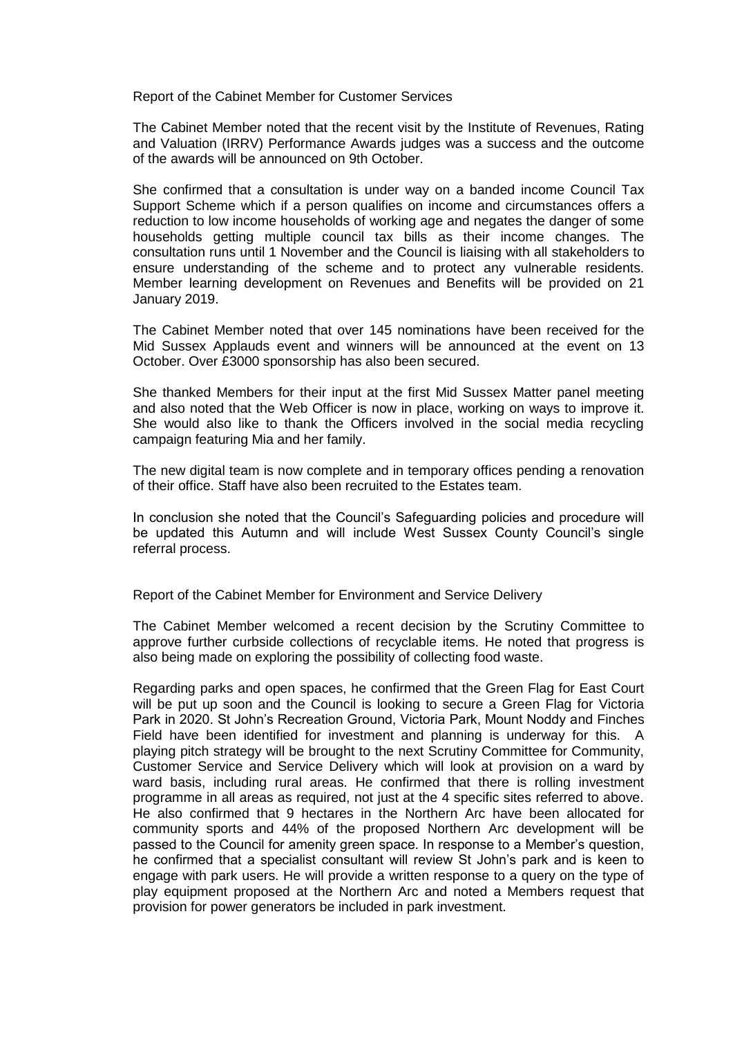Report of the Cabinet Member for Customer Services

The Cabinet Member noted that the recent visit by the Institute of Revenues, Rating and Valuation (IRRV) Performance Awards judges was a success and the outcome of the awards will be announced on 9th October.

She confirmed that a consultation is under way on a banded income Council Tax Support Scheme which if a person qualifies on income and circumstances offers a reduction to low income households of working age and negates the danger of some households getting multiple council tax bills as their income changes. The consultation runs until 1 November and the Council is liaising with all stakeholders to ensure understanding of the scheme and to protect any vulnerable residents. Member learning development on Revenues and Benefits will be provided on 21 January 2019.

The Cabinet Member noted that over 145 nominations have been received for the Mid Sussex Applauds event and winners will be announced at the event on 13 October. Over £3000 sponsorship has also been secured.

She thanked Members for their input at the first Mid Sussex Matter panel meeting and also noted that the Web Officer is now in place, working on ways to improve it. She would also like to thank the Officers involved in the social media recycling campaign featuring Mia and her family.

The new digital team is now complete and in temporary offices pending a renovation of their office. Staff have also been recruited to the Estates team.

In conclusion she noted that the Council's Safeguarding policies and procedure will be updated this Autumn and will include West Sussex County Council's single referral process.

Report of the Cabinet Member for Environment and Service Delivery

The Cabinet Member welcomed a recent decision by the Scrutiny Committee to approve further curbside collections of recyclable items. He noted that progress is also being made on exploring the possibility of collecting food waste.

Regarding parks and open spaces, he confirmed that the Green Flag for East Court will be put up soon and the Council is looking to secure a Green Flag for Victoria Park in 2020. St John's Recreation Ground, Victoria Park, Mount Noddy and Finches Field have been identified for investment and planning is underway for this. A playing pitch strategy will be brought to the next Scrutiny Committee for Community, Customer Service and Service Delivery which will look at provision on a ward by ward basis, including rural areas. He confirmed that there is rolling investment programme in all areas as required, not just at the 4 specific sites referred to above. He also confirmed that 9 hectares in the Northern Arc have been allocated for community sports and 44% of the proposed Northern Arc development will be passed to the Council for amenity green space. In response to a Member's question, he confirmed that a specialist consultant will review St John's park and is keen to engage with park users. He will provide a written response to a query on the type of play equipment proposed at the Northern Arc and noted a Members request that provision for power generators be included in park investment.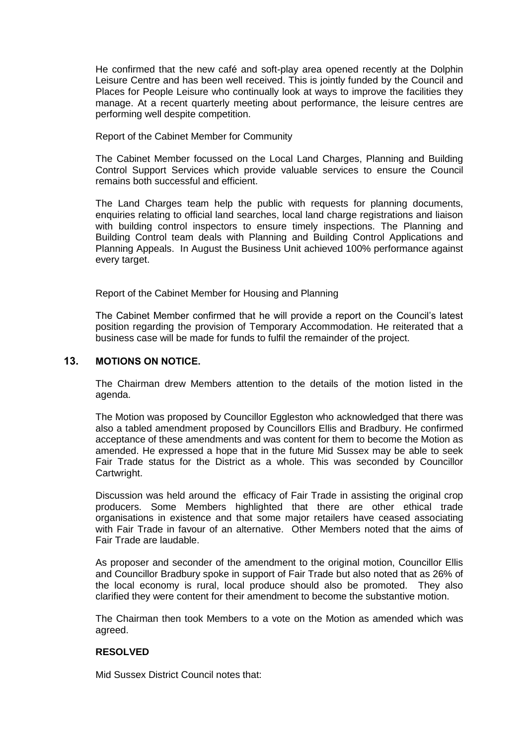He confirmed that the new café and soft-play area opened recently at the Dolphin Leisure Centre and has been well received. This is jointly funded by the Council and Places for People Leisure who continually look at ways to improve the facilities they manage. At a recent quarterly meeting about performance, the leisure centres are performing well despite competition.

Report of the Cabinet Member for Community

The Cabinet Member focussed on the Local Land Charges, Planning and Building Control Support Services which provide valuable services to ensure the Council remains both successful and efficient.

The Land Charges team help the public with requests for planning documents, enquiries relating to official land searches, local land charge registrations and liaison with building control inspectors to ensure timely inspections. The Planning and Building Control team deals with Planning and Building Control Applications and Planning Appeals. In August the Business Unit achieved 100% performance against every target.

Report of the Cabinet Member for Housing and Planning

The Cabinet Member confirmed that he will provide a report on the Council's latest position regarding the provision of Temporary Accommodation. He reiterated that a business case will be made for funds to fulfil the remainder of the project.

## 13. MOTIONS ON NOTICE.

The Chairman drew Members attention to the details of the motion listed in the agenda.

The Motion was proposed by Councillor Eggleston who acknowledged that there was also a tabled amendment proposed by Councillors Ellis and Bradbury. He confirmed acceptance of these amendments and was content for them to become the Motion as amended. He expressed a hope that in the future Mid Sussex may be able to seek Fair Trade status for the District as a whole. This was seconded by Councillor Cartwright.

Discussion was held around the efficacy of Fair Trade in assisting the original crop producers. Some Members highlighted that there are other ethical trade organisations in existence and that some major retailers have ceased associating with Fair Trade in favour of an alternative. Other Members noted that the aims of Fair Trade are laudable.

As proposer and seconder of the amendment to the original motion, Councillor Ellis and Councillor Bradbury spoke in support of Fair Trade but also noted that as 26% of the local economy is rural, local produce should also be promoted. They also clarified they were content for their amendment to become the substantive motion.

The Chairman then took Members to a vote on the Motion as amended which was agreed.

**RESOLVED**

Mid Sussex District Council notes that: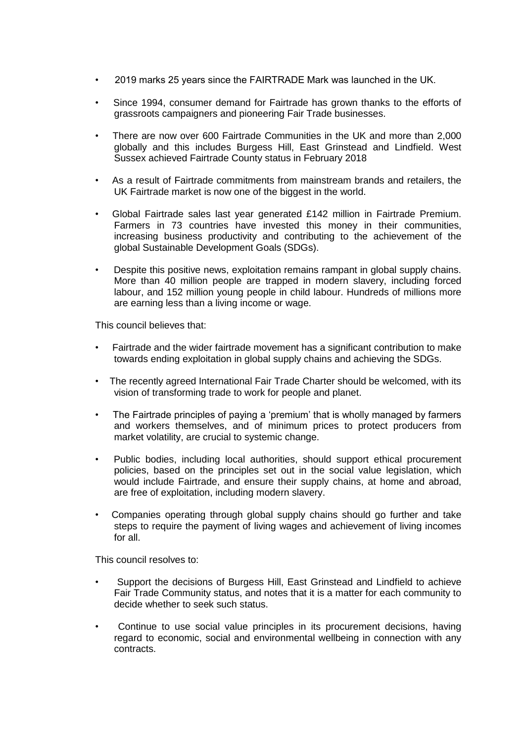- 2019 marks 25 years since the FAIRTRADE Mark was launched in the UK.
- Since 1994, consumer demand for Fairtrade has grown thanks to the efforts of grassroots campaigners and pioneering Fair Trade businesses.
- There are now over 600 Fairtrade Communities in the UK and more than 2,000 globally and this includes Burgess Hill, East Grinstead and Lindfield. West Sussex achieved Fairtrade County status in February 2018
- As a result of Fairtrade commitments from mainstream brands and retailers, the UK Fairtrade market is now one of the biggest in the world.
- Global Fairtrade sales last year generated £142 million in Fairtrade Premium. Farmers in 73 countries have invested this money in their communities, increasing business productivity and contributing to the achievement of the global Sustainable Development Goals (SDGs).
- Despite this positive news, exploitation remains rampant in global supply chains. More than 40 million people are trapped in modern slavery, including forced labour, and 152 million young people in child labour. Hundreds of millions more are earning less than a living income or wage.

This council believes that:

- Fairtrade and the wider fairtrade movement has a significant contribution to make towards ending exploitation in global supply chains and achieving the SDGs.
- The recently agreed International Fair Trade Charter should be welcomed, with its vision of transforming trade to work for people and planet.
- The Fairtrade principles of paying a 'premium' that is wholly managed by farmers and workers themselves, and of minimum prices to protect producers from market volatility, are crucial to systemic change.
- Public bodies, including local authorities, should support ethical procurement policies, based on the principles set out in the social value legislation, which would include Fairtrade, and ensure their supply chains, at home and abroad, are free of exploitation, including modern slavery.
- Companies operating through global supply chains should go further and take steps to require the payment of living wages and achievement of living incomes for all.

This council resolves to:

- Support the decisions of Burgess Hill, East Grinstead and Lindfield to achieve Fair Trade Community status, and notes that it is a matter for each community to decide whether to seek such status.
- Continue to use social value principles in its procurement decisions, having regard to economic, social and environmental wellbeing in connection with any contracts.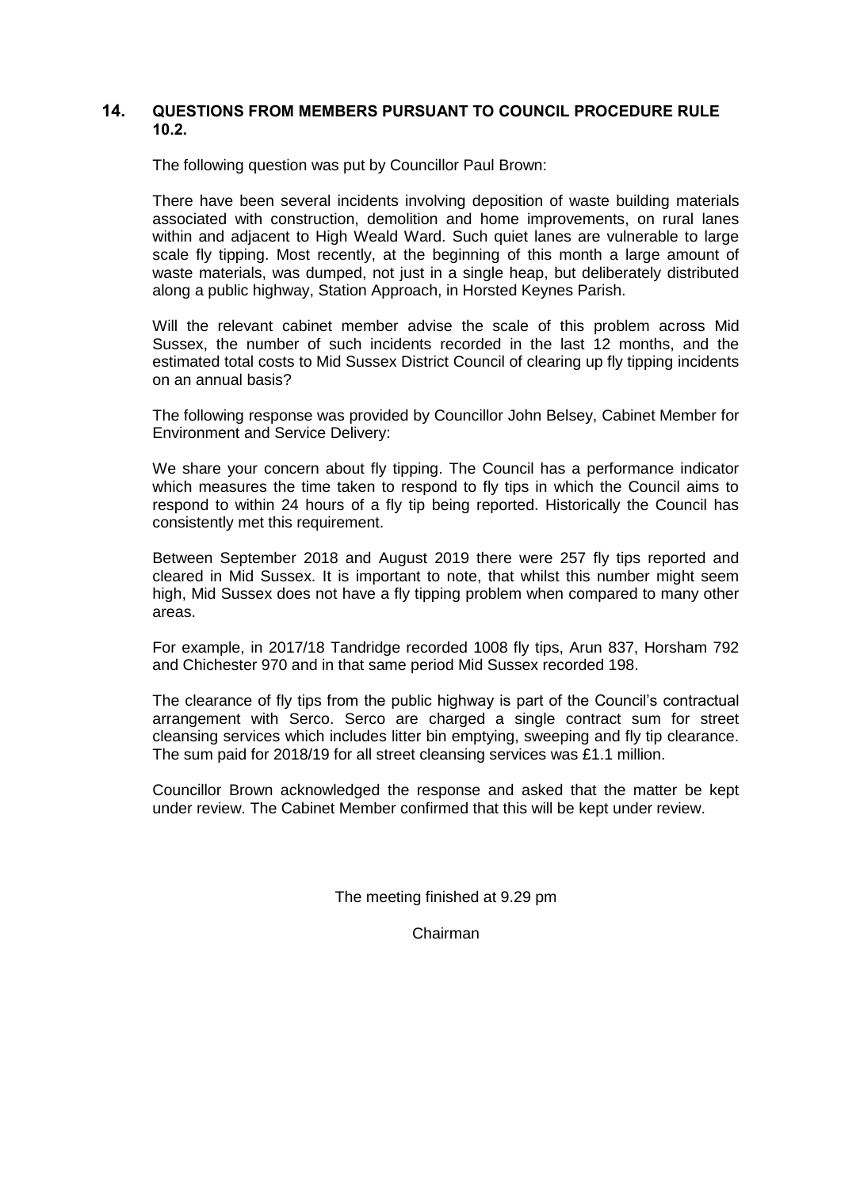## 14. QUESTIONS FROM MEMBERS PURSUANT TO COUNCIL PROCEDURE RULE 10.2.

The following question was put by Councillor Paul Brown:

There have been several incidents involving deposition of waste building materials associated with construction, demolition and home improvements, on rural lanes within and adjacent to High Weald Ward. Such quiet lanes are vulnerable to large scale fly tipping. Most recently, at the beginning of this month a large amount of waste materials, was dumped, not just in a single heap, but deliberately distributed along a public highway, Station Approach, in Horsted Keynes Parish.

Will the relevant cabinet member advise the scale of this problem across Mid Sussex, the number of such incidents recorded in the last 12 months, and the estimated total costs to Mid Sussex District Council of clearing up fly tipping incidents on an annual basis?

The following response was provided by Councillor John Belsey, Cabinet Member for Environment and Service Delivery:

We share your concern about fly tipping. The Council has a performance indicator which measures the time taken to respond to fly tips in which the Council aims to respond to within 24 hours of a fly tip being reported. Historically the Council has consistently met this requirement.

Between September 2018 and August 2019 there were 257 fly tips reported and cleared in Mid Sussex. It is important to note, that whilst this number might seem high, Mid Sussex does not have a fly tipping problem when compared to many other areas.

For example, in 2017/18 Tandridge recorded 1008 fly tips, Arun 837, Horsham 792 and Chichester 970 and in that same period Mid Sussex recorded 198.

The clearance of fly tips from the public highway is part of the Council's contractual arrangement with Serco. Serco are charged a single contract sum for street cleansing services which includes litter bin emptying, sweeping and fly tip clearance. The sum paid for 2018/19 for all street cleansing services was £1.1 million.

Councillor Brown acknowledged the response and asked that the matter be kept under review. The Cabinet Member confirmed that this will be kept under review.

The meeting finished at 9.29 pm

Chairman